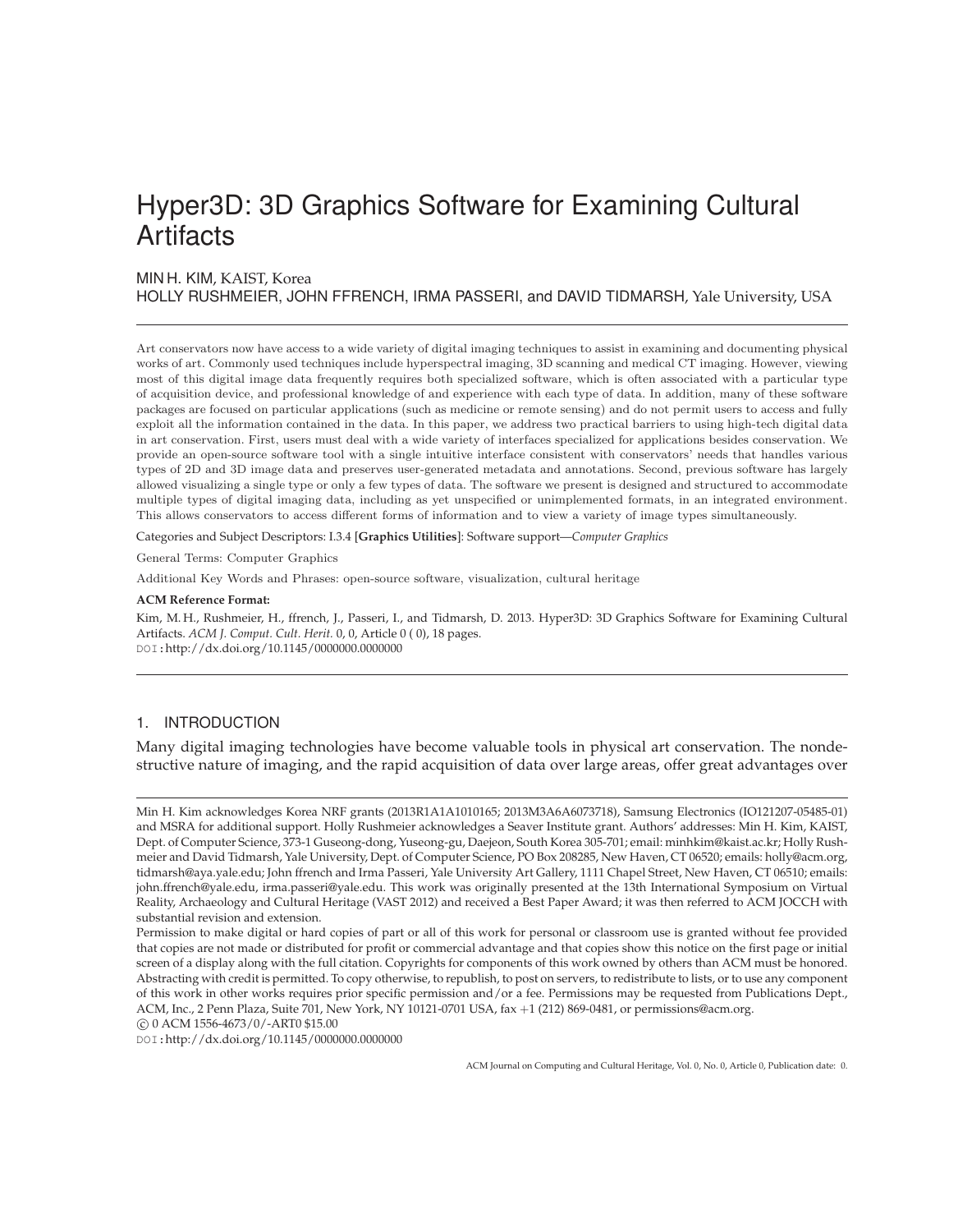# Hyper3D: 3D Graphics Software for Examining Cultural Artifacts

MIN H. KIM, KAIST, Korea
HOLLY RUSHMEIER, JOHN FFRENCH, IRMA PASSERI, and DAVID TIDMARSH, Yale University, USA

---

Art conservators now have access to a wide variety of digital imaging techniques to assist in examining and documenting physical works of art. Commonly used techniques include hyperspectral imaging, 3D scanning and medical CT imaging. However, viewing most of this digital image data frequently requires both specialized software, which is often associated with a particular type of acquisition device, and professional knowledge of and experience with each type of data. In addition, many of these software packages are focused on particular applications (such as medicine or remote sensing) and do not permit users to access and fully exploit all the information contained in the data. In this paper, we address two practical barriers to using high-tech digital data in art conservation. First, users must deal with a wide variety of interfaces specialized for applications besides conservation. We provide an open-source software tool with a single intuitive interface consistent with conservators' needs that handles various types of 2D and 3D image data and preserves user-generated metadata and annotations. Second, previous software has largely allowed visualizing a single type or only a few types of data. The software we present is designed and structured to accommodate multiple types of digital imaging data, including as yet unspecified or unimplemented formats, in an integrated environment. This allows conservators to access different forms of information and to view a variety of image types simultaneously.

Categories and Subject Descriptors: I.3.4 [**Graphics Utilities**]: Software support—*Computer Graphics*

General Terms: Computer Graphics

Additional Key Words and Phrases: open-source software, visualization, cultural heritage

**ACM Reference Format:**

Kim, M. H., Rushmeier, H., ffrench, J., Passeri, I., and Tidmarsh, D. 2013. Hyper3D: 3D Graphics Software for Examining Cultural Artifacts. *ACM J. Comput. Cult. Herit.* 0, 0, Article 0 ( 0), 18 pages.
DOI:http://dx.doi.org/10.1145/0000000.0000000

---

## 1. INTRODUCTION

Many digital imaging technologies have become valuable tools in physical art conservation. The nondestructive nature of imaging, and the rapid acquisition of data over large areas, offer great advantages over

---

Min H. Kim acknowledges Korea NRF grants (2013R1A1A1010165; 2013M3A6A6073718), Samsung Electronics (IO121207-05485-01) and MSRA for additional support. Holly Rushmeier acknowledges a Seaver Institute grant. Authors' addresses: Min H. Kim, KAIST, Dept. of Computer Science, 373-1 Guseong-dong, Yuseong-gu, Daejeon, South Korea 305-701; email: minhkim@kaist.ac.kr; Holly Rushmeier and David Tidmarsh, Yale University, Dept. of Computer Science, PO Box 208285, New Haven, CT 06520; emails: holly@acm.org, tidmarsh@aya.yale.edu; John ffrench and Irma Passeri, Yale University Art Gallery, 1111 Chapel Street, New Haven, CT 06510; emails: john.ffrench@yale.edu, irma.passeri@yale.edu. This work was originally presented at the 13th International Symposium on Virtual Reality, Archaeology and Cultural Heritage (VAST 2012) and received a Best Paper Award; it was then referred to ACM JOCCH with substantial revision and extension.

Permission to make digital or hard copies of part or all of this work for personal or classroom use is granted without fee provided that copies are not made or distributed for profit or commercial advantage and that copies show this notice on the first page or initial screen of a display along with the full citation. Copyrights for components of this work owned by others than ACM must be honored. Abstracting with credit is permitted. To copy otherwise, to republish, to post on servers, to redistribute to lists, or to use any component of this work in other works requires prior specific permission and/or a fee. Permissions may be requested from Publications Dept., ACM, Inc., 2 Penn Plaza, Suite 701, New York, NY 10121-0701 USA, fax +1 (212) 869-0481, or permissions@acm.org.

© 0 ACM 1556-4673/0/-ART0 $15.00
DOI:http://dx.doi.org/10.1145/0000000.0000000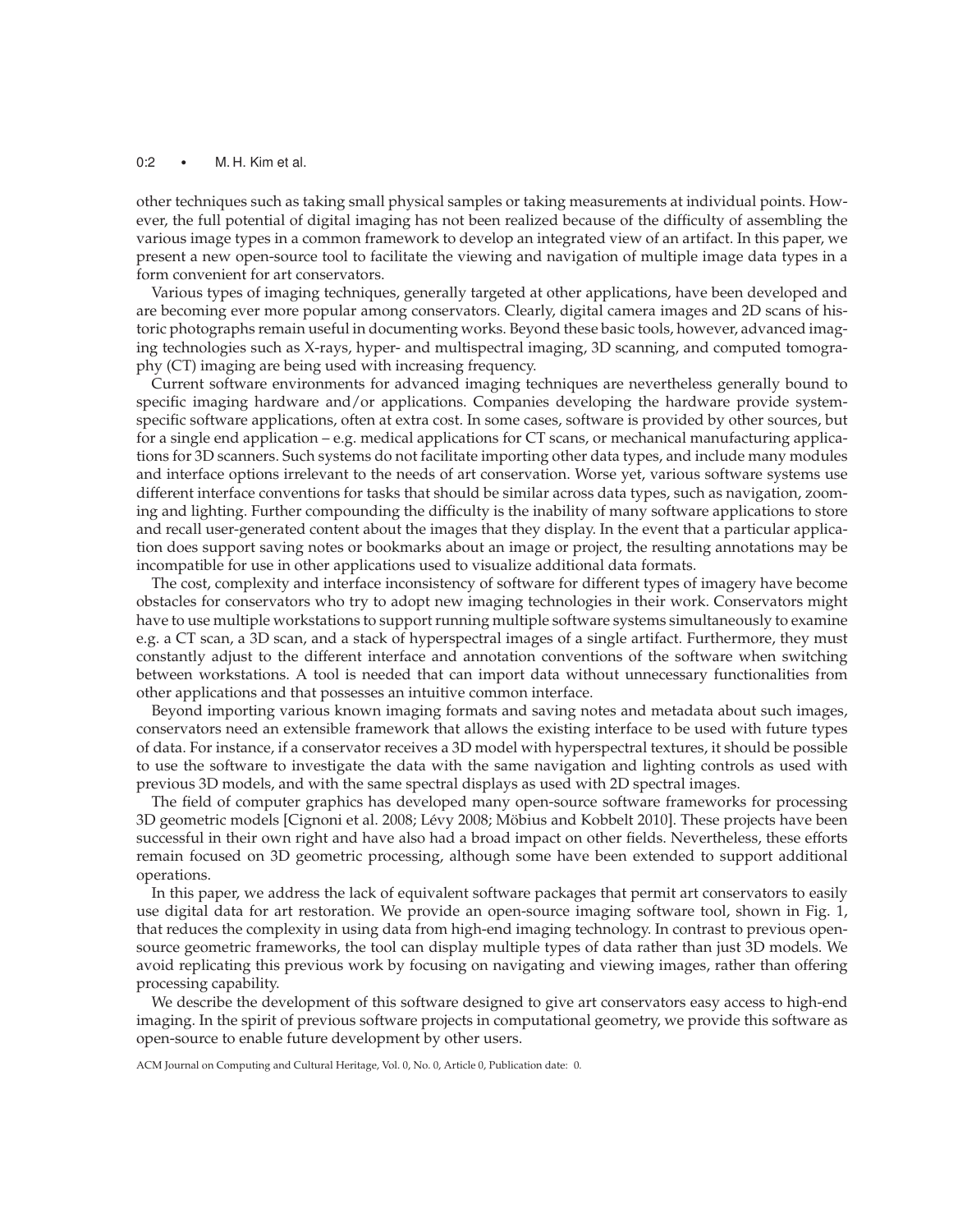other techniques such as taking small physical samples or taking measurements at individual points. However, the full potential of digital imaging has not been realized because of the difficulty of assembling the various image types in a common framework to develop an integrated view of an artifact. In this paper, we present a new open-source tool to facilitate the viewing and navigation of multiple image data types in a form convenient for art conservators.

Various types of imaging techniques, generally targeted at other applications, have been developed and are becoming ever more popular among conservators. Clearly, digital camera images and 2D scans of historic photographs remain useful in documenting works. Beyond these basic tools, however, advanced imaging technologies such as X-rays, hyper- and multispectral imaging, 3D scanning, and computed tomography (CT) imaging are being used with increasing frequency.

Current software environments for advanced imaging techniques are nevertheless generally bound to specific imaging hardware and/or applications. Companies developing the hardware provide system-specific software applications, often at extra cost. In some cases, software is provided by other sources, but for a single end application – e.g. medical applications for CT scans, or mechanical manufacturing applications for 3D scanners. Such systems do not facilitate importing other data types, and include many modules and interface options irrelevant to the needs of art conservation. Worse yet, various software systems use different interface conventions for tasks that should be similar across data types, such as navigation, zooming and lighting. Further compounding the difficulty is the inability of many software applications to store and recall user-generated content about the images that they display. In the event that a particular application does support saving notes or bookmarks about an image or project, the resulting annotations may be incompatible for use in other applications used to visualize additional data formats.

The cost, complexity and interface inconsistency of software for different types of imagery have become obstacles for conservators who try to adopt new imaging technologies in their work. Conservators might have to use multiple workstations to support running multiple software systems simultaneously to examine e.g. a CT scan, a 3D scan, and a stack of hyperspectral images of a single artifact. Furthermore, they must constantly adjust to the different interface and annotation conventions of the software when switching between workstations. A tool is needed that can import data without unnecessary functionalities from other applications and that possesses an intuitive common interface.

Beyond importing various known imaging formats and saving notes and metadata about such images, conservators need an extensible framework that allows the existing interface to be used with future types of data. For instance, if a conservator receives a 3D model with hyperspectral textures, it should be possible to use the software to investigate the data with the same navigation and lighting controls as used with previous 3D models, and with the same spectral displays as used with 2D spectral images.

The field of computer graphics has developed many open-source software frameworks for processing 3D geometric models [Cignoni et al. 2008; Lévy 2008; Möbius and Kobbelt 2010]. These projects have been successful in their own right and have also had a broad impact on other fields. Nevertheless, these efforts remain focused on 3D geometric processing, although some have been extended to support additional operations.

In this paper, we address the lack of equivalent software packages that permit art conservators to easily use digital data for art restoration. We provide an open-source imaging software tool, shown in Fig. 1, that reduces the complexity in using data from high-end imaging technology. In contrast to previous open-source geometric frameworks, the tool can display multiple types of data rather than just 3D models. We avoid replicating this previous work by focusing on navigating and viewing images, rather than offering processing capability.

We describe the development of this software designed to give art conservators easy access to high-end imaging. In the spirit of previous software projects in computational geometry, we provide this software as open-source to enable future development by other users.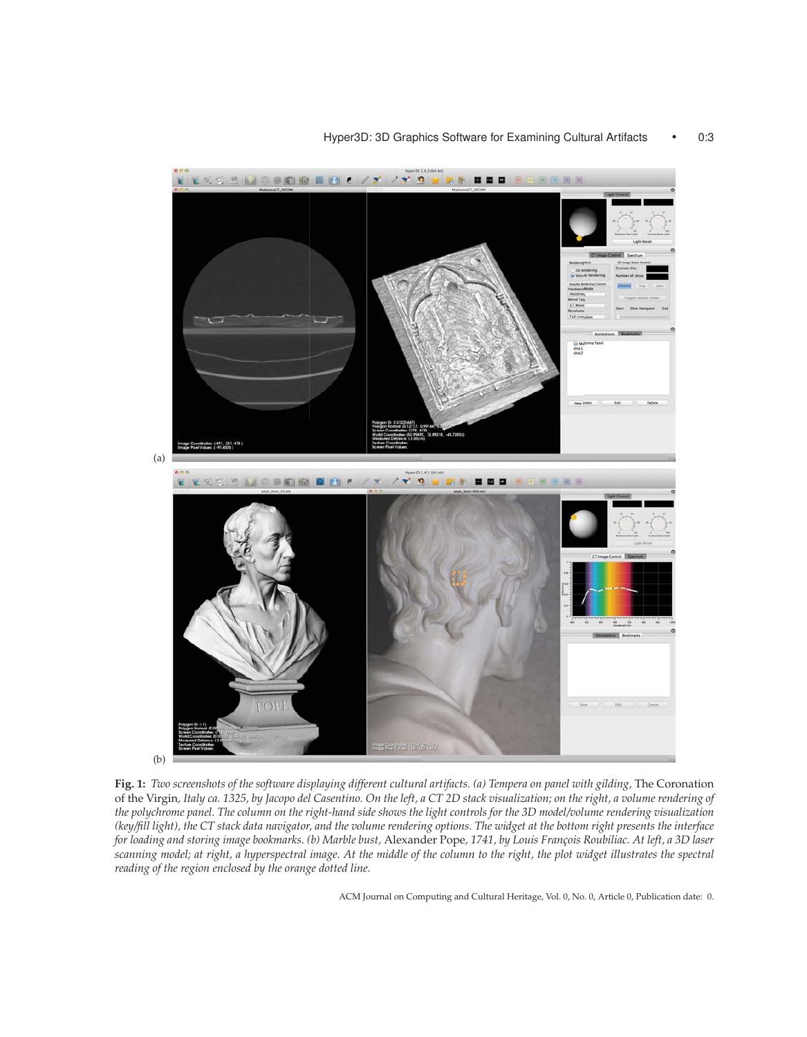(a)

(b)

**Fig. 1:** *Two screenshots of the software displaying different cultural artifacts. (a) Tempera on panel with gilding,* The Coronation of the Virgin*, Italy ca. 1325, by Jacopo del Casentino. On the left, a CT 2D stack visualization; on the right, a volume rendering of the polychrome panel. The column on the right-hand side shows the light controls for the 3D model/volume rendering visualization (key/fill light), the CT stack data navigator, and the volume rendering options. The widget at the bottom right presents the interface for loading and storing image bookmarks. (b) Marble bust,* Alexander Pope*, 1741, by Louis François Roubiliac. At left, a 3D laser scanning model; at right, a hyperspectral image. At the middle of the column to the right, the plot widget illustrates the spectral reading of the region enclosed by the orange dotted line.*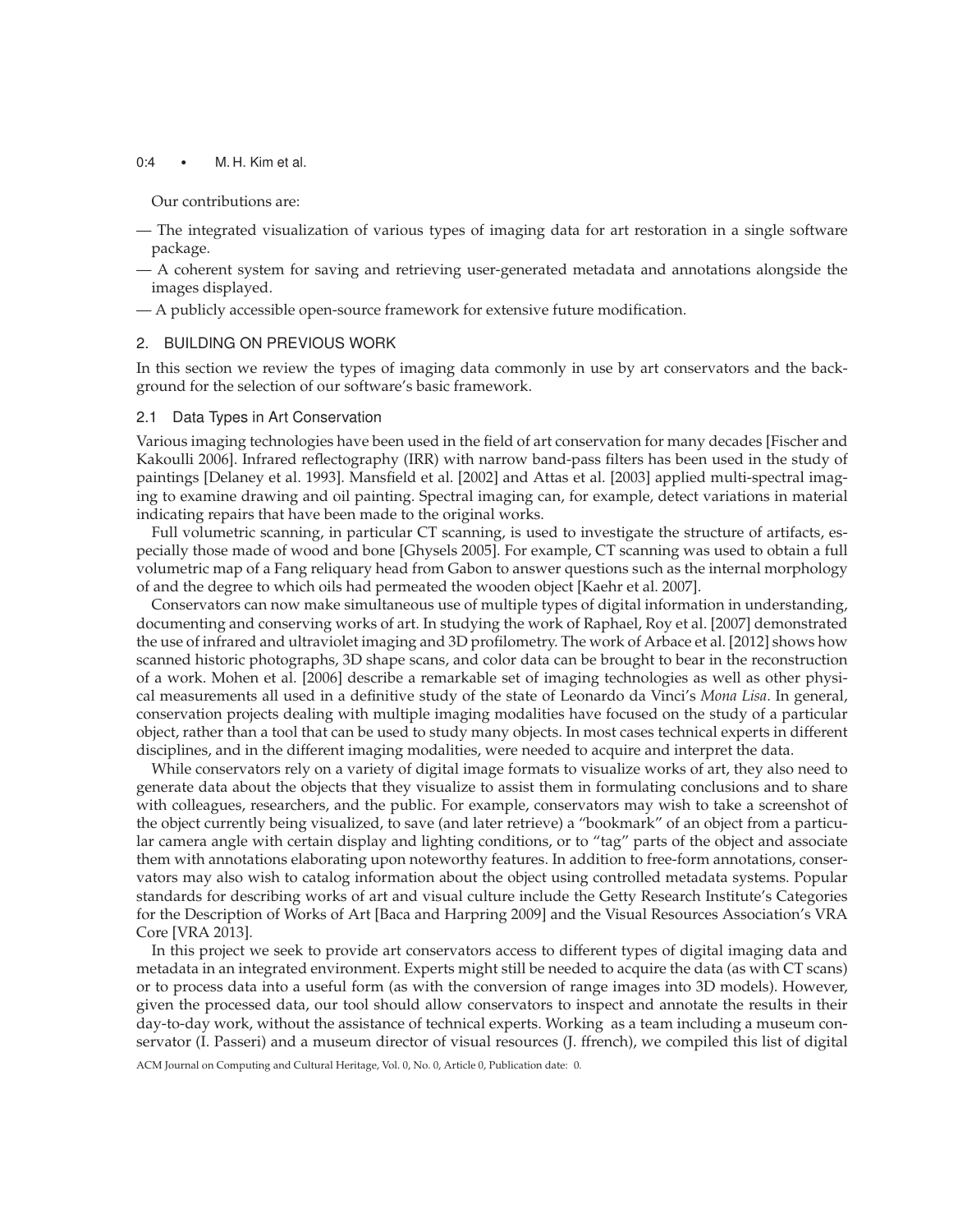Our contributions are:

- The integrated visualization of various types of imaging data for art restoration in a single software package.
- A coherent system for saving and retrieving user-generated metadata and annotations alongside the images displayed.
- A publicly accessible open-source framework for extensive future modification.

## 2. BUILDING ON PREVIOUS WORK

In this section we review the types of imaging data commonly in use by art conservators and the background for the selection of our software's basic framework.

### 2.1 Data Types in Art Conservation

Various imaging technologies have been used in the field of art conservation for many decades [Fischer and Kakoulli 2006]. Infrared reflectography (IRR) with narrow band-pass filters has been used in the study of paintings [Delaney et al. 1993]. Mansfield et al. [2002] and Attas et al. [2003] applied multi-spectral imaging to examine drawing and oil painting. Spectral imaging can, for example, detect variations in material indicating repairs that have been made to the original works.

Full volumetric scanning, in particular CT scanning, is used to investigate the structure of artifacts, especially those made of wood and bone [Ghysels 2005]. For example, CT scanning was used to obtain a full volumetric map of a Fang reliquary head from Gabon to answer questions such as the internal morphology of and the degree to which oils had permeated the wooden object [Kaehr et al. 2007].

Conservators can now make simultaneous use of multiple types of digital information in understanding, documenting and conserving works of art. In studying the work of Raphael, Roy et al. [2007] demonstrated the use of infrared and ultraviolet imaging and 3D profilometry. The work of Arbace et al. [2012] shows how scanned historic photographs, 3D shape scans, and color data can be brought to bear in the reconstruction of a work. Mohen et al. [2006] describe a remarkable set of imaging technologies as well as other physical measurements all used in a definitive study of the state of Leonardo da Vinci's *Mona Lisa*. In general, conservation projects dealing with multiple imaging modalities have focused on the study of a particular object, rather than a tool that can be used to study many objects. In most cases technical experts in different disciplines, and in the different imaging modalities, were needed to acquire and interpret the data.

While conservators rely on a variety of digital image formats to visualize works of art, they also need to generate data about the objects that they visualize to assist them in formulating conclusions and to share with colleagues, researchers, and the public. For example, conservators may wish to take a screenshot of the object currently being visualized, to save (and later retrieve) a "bookmark" of an object from a particular camera angle with certain display and lighting conditions, or to "tag" parts of the object and associate them with annotations elaborating upon noteworthy features. In addition to free-form annotations, conservators may also wish to catalog information about the object using controlled metadata systems. Popular standards for describing works of art and visual culture include the Getty Research Institute's Categories for the Description of Works of Art [Baca and Harpring 2009] and the Visual Resources Association's VRA Core [VRA 2013].

In this project we seek to provide art conservators access to different types of digital imaging data and metadata in an integrated environment. Experts might still be needed to acquire the data (as with CT scans) or to process data into a useful form (as with the conversion of range images into 3D models). However, given the processed data, our tool should allow conservators to inspect and annotate the results in their day-to-day work, without the assistance of technical experts. Working as a team including a museum conservator (I. Passeri) and a museum director of visual resources (J. ffrench), we compiled this list of digital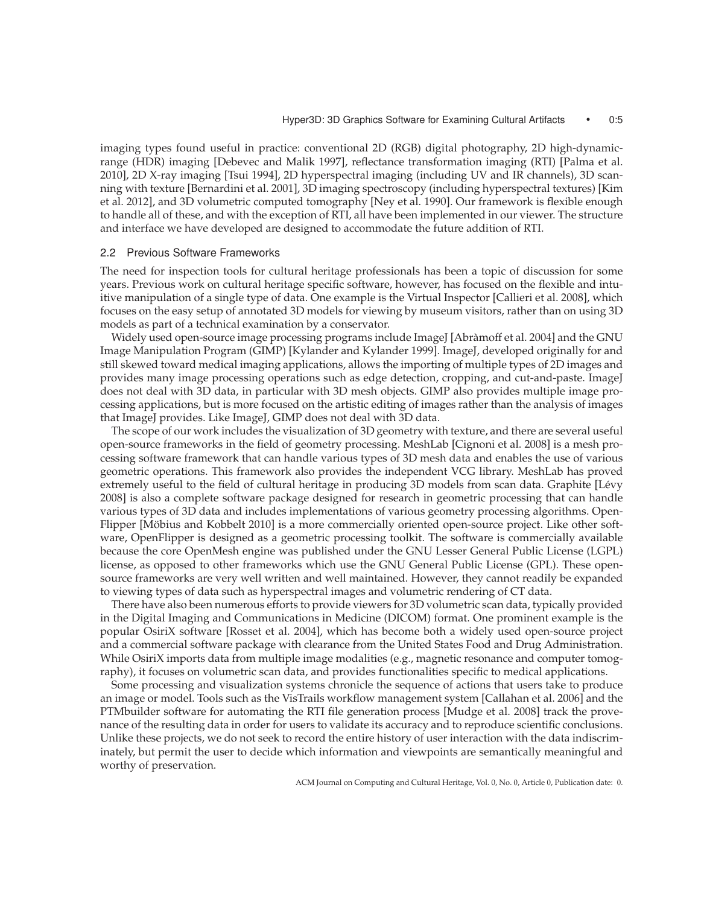imaging types found useful in practice: conventional 2D (RGB) digital photography, 2D high-dynamic-range (HDR) imaging [Debevec and Malik 1997], reflectance transformation imaging (RTI) [Palma et al. 2010], 2D X-ray imaging [Tsui 1994], 2D hyperspectral imaging (including UV and IR channels), 3D scanning with texture [Bernardini et al. 2001], 3D imaging spectroscopy (including hyperspectral textures) [Kim et al. 2012], and 3D volumetric computed tomography [Ney et al. 1990]. Our framework is flexible enough to handle all of these, and with the exception of RTI, all have been implemented in our viewer. The structure and interface we have developed are designed to accommodate the future addition of RTI.

### 2.2 Previous Software Frameworks

The need for inspection tools for cultural heritage professionals has been a topic of discussion for some years. Previous work on cultural heritage specific software, however, has focused on the flexible and intuitive manipulation of a single type of data. One example is the Virtual Inspector [Callieri et al. 2008], which focuses on the easy setup of annotated 3D models for viewing by museum visitors, rather than on using 3D models as part of a technical examination by a conservator.

Widely used open-source image processing programs include ImageJ [Abràmoff et al. 2004] and the GNU Image Manipulation Program (GIMP) [Kylander and Kylander 1999]. ImageJ, developed originally for and still skewed toward medical imaging applications, allows the importing of multiple types of 2D images and provides many image processing operations such as edge detection, cropping, and cut-and-paste. ImageJ does not deal with 3D data, in particular with 3D mesh objects. GIMP also provides multiple image processing applications, but is more focused on the artistic editing of images rather than the analysis of images that ImageJ provides. Like ImageJ, GIMP does not deal with 3D data.

The scope of our work includes the visualization of 3D geometry with texture, and there are several useful open-source frameworks in the field of geometry processing. MeshLab [Cignoni et al. 2008] is a mesh processing software framework that can handle various types of 3D mesh data and enables the use of various geometric operations. This framework also provides the independent VCG library. MeshLab has proved extremely useful to the field of cultural heritage in producing 3D models from scan data. Graphite [Lévy 2008] is also a complete software package designed for research in geometric processing that can handle various types of 3D data and includes implementations of various geometry processing algorithms. OpenFlipper [Möbius and Kobbelt 2010] is a more commercially oriented open-source project. Like other software, OpenFlipper is designed as a geometric processing toolkit. The software is commercially available because the core OpenMesh engine was published under the GNU Lesser General Public License (LGPL) license, as opposed to other frameworks which use the GNU General Public License (GPL). These open-source frameworks are very well written and well maintained. However, they cannot readily be expanded to viewing types of data such as hyperspectral images and volumetric rendering of CT data.

There have also been numerous efforts to provide viewers for 3D volumetric scan data, typically provided in the Digital Imaging and Communications in Medicine (DICOM) format. One prominent example is the popular OsiriX software [Rosset et al. 2004], which has become both a widely used open-source project and a commercial software package with clearance from the United States Food and Drug Administration. While OsiriX imports data from multiple image modalities (e.g., magnetic resonance and computer tomography), it focuses on volumetric scan data, and provides functionalities specific to medical applications.

Some processing and visualization systems chronicle the sequence of actions that users take to produce an image or model. Tools such as the VisTrails workflow management system [Callahan et al. 2006] and the PTMbuilder software for automating the RTI file generation process [Mudge et al. 2008] track the provenance of the resulting data in order for users to validate its accuracy and to reproduce scientific conclusions. Unlike these projects, we do not seek to record the entire history of user interaction with the data indiscriminately, but permit the user to decide which information and viewpoints are semantically meaningful and worthy of preservation.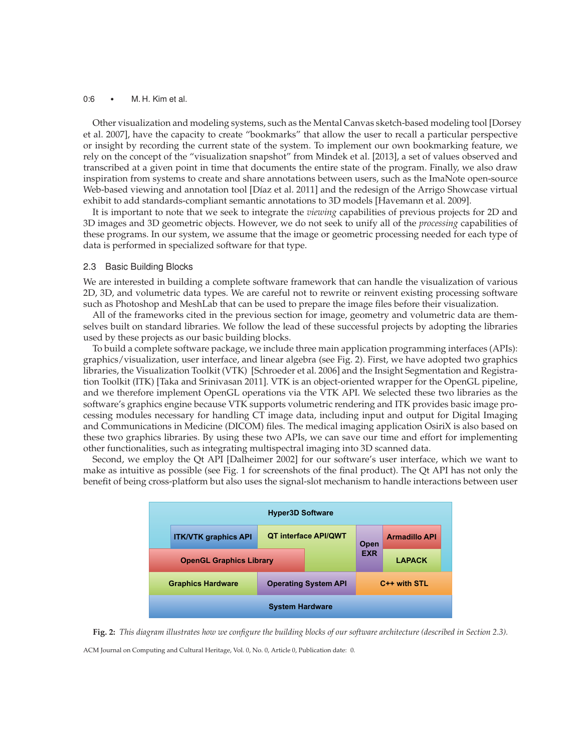Other visualization and modeling systems, such as the Mental Canvas sketch-based modeling tool [Dorsey et al. 2007], have the capacity to create "bookmarks" that allow the user to recall a particular perspective or insight by recording the current state of the system. To implement our own bookmarking feature, we rely on the concept of the "visualization snapshot" from Mindek et al. [2013], a set of values observed and transcribed at a given point in time that documents the entire state of the program. Finally, we also draw inspiration from systems to create and share annotations between users, such as the ImaNote open-source Web-based viewing and annotation tool [Díaz et al. 2011] and the redesign of the Arrigo Showcase virtual exhibit to add standards-compliant semantic annotations to 3D models [Havemann et al. 2009].

It is important to note that we seek to integrate the *viewing* capabilities of previous projects for 2D and 3D images and 3D geometric objects. However, we do not seek to unify all of the *processing* capabilities of these programs. In our system, we assume that the image or geometric processing needed for each type of data is performed in specialized software for that type.

### 2.3 Basic Building Blocks

We are interested in building a complete software framework that can handle the visualization of various 2D, 3D, and volumetric data types. We are careful not to rewrite or reinvent existing processing software such as Photoshop and MeshLab that can be used to prepare the image files before their visualization.

All of the frameworks cited in the previous section for image, geometry and volumetric data are themselves built on standard libraries. We follow the lead of these successful projects by adopting the libraries used by these projects as our basic building blocks.

To build a complete software package, we include three main application programming interfaces (APIs): graphics/visualization, user interface, and linear algebra (see Fig. 2). First, we have adopted two graphics libraries, the Visualization Toolkit (VTK) [Schroeder et al. 2006] and the Insight Segmentation and Registration Toolkit (ITK) [Taka and Srinivasan 2011]. VTK is an object-oriented wrapper for the OpenGL pipeline, and we therefore implement OpenGL operations via the VTK API. We selected these two libraries as the software's graphics engine because VTK supports volumetric rendering and ITK provides basic image processing modules necessary for handling CT image data, including input and output for Digital Imaging and Communications in Medicine (DICOM) files. The medical imaging application OsiriX is also based on these two graphics libraries. By using these two APIs, we can save our time and effort for implementing other functionalities, such as integrating multispectral imaging into 3D scanned data.

Second, we employ the Qt API [Dalheimer 2002] for our software's user interface, which we want to make as intuitive as possible (see Fig. 1 for screenshots of the final product). The Qt API has not only the benefit of being cross-platform but also uses the signal-slot mechanism to handle interactions between user

Hyper3D Software

ITK/VTK graphics API | QT interface API/QWT | Open EXR | Armadillo API

OpenGL Graphics Library | LAPACK

Graphics Hardware | Operating System API | C++ with STL

System Hardware

**Fig. 2:** *This diagram illustrates how we configure the building blocks of our software architecture (described in Section 2.3).*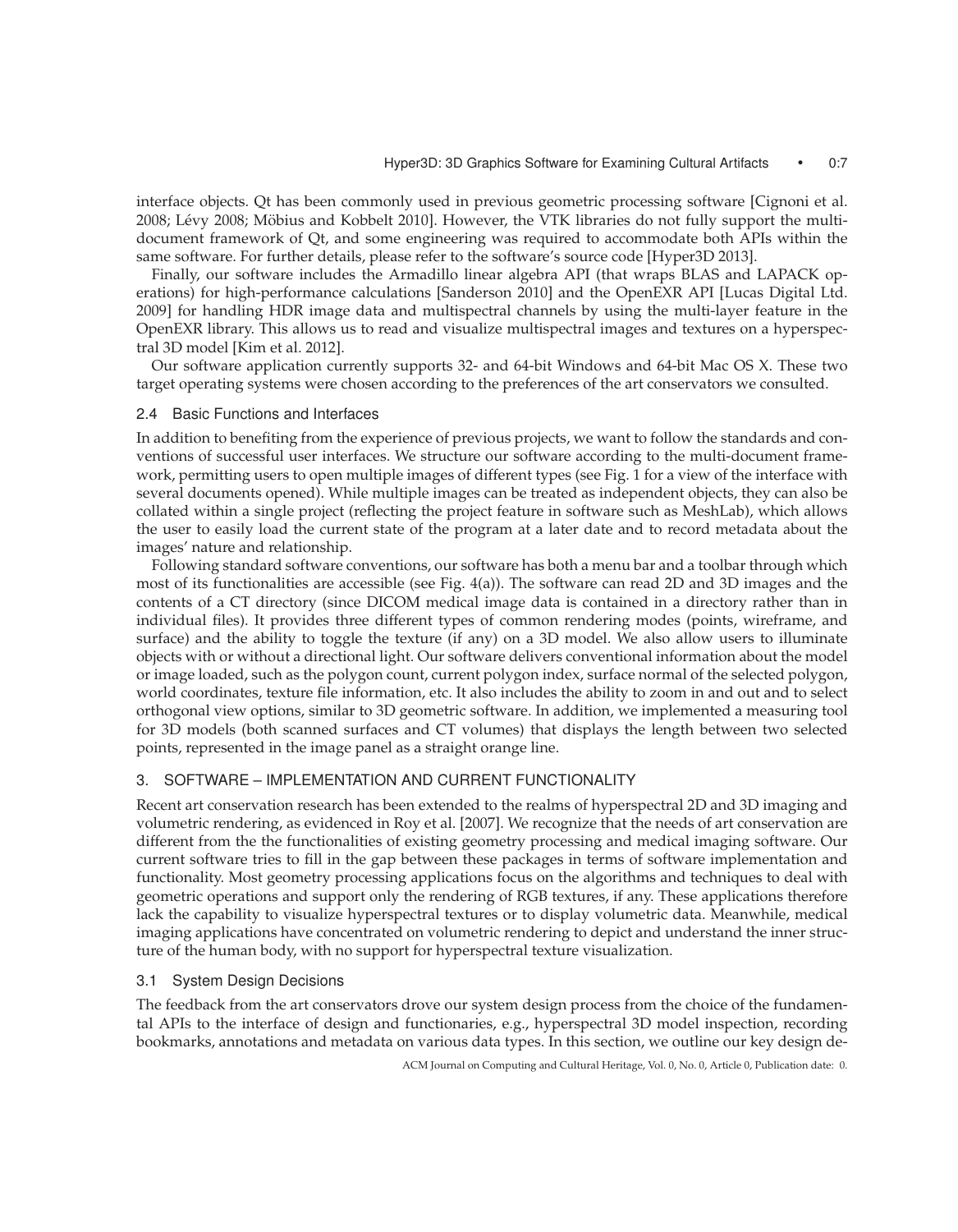interface objects. Qt has been commonly used in previous geometric processing software [Cignoni et al. 2008; Lévy 2008; Möbius and Kobbelt 2010]. However, the VTK libraries do not fully support the multi-document framework of Qt, and some engineering was required to accommodate both APIs within the same software. For further details, please refer to the software's source code [Hyper3D 2013].

Finally, our software includes the Armadillo linear algebra API (that wraps BLAS and LAPACK operations) for high-performance calculations [Sanderson 2010] and the OpenEXR API [Lucas Digital Ltd. 2009] for handling HDR image data and multispectral channels by using the multi-layer feature in the OpenEXR library. This allows us to read and visualize multispectral images and textures on a hyperspectral 3D model [Kim et al. 2012].

Our software application currently supports 32- and 64-bit Windows and 64-bit Mac OS X. These two target operating systems were chosen according to the preferences of the art conservators we consulted.

### 2.4 Basic Functions and Interfaces

In addition to benefiting from the experience of previous projects, we want to follow the standards and conventions of successful user interfaces. We structure our software according to the multi-document framework, permitting users to open multiple images of different types (see Fig. 1 for a view of the interface with several documents opened). While multiple images can be treated as independent objects, they can also be collated within a single project (reflecting the project feature in software such as MeshLab), which allows the user to easily load the current state of the program at a later date and to record metadata about the images' nature and relationship.

Following standard software conventions, our software has both a menu bar and a toolbar through which most of its functionalities are accessible (see Fig. 4(a)). The software can read 2D and 3D images and the contents of a CT directory (since DICOM medical image data is contained in a directory rather than in individual files). It provides three different types of common rendering modes (points, wireframe, and surface) and the ability to toggle the texture (if any) on a 3D model. We also allow users to illuminate objects with or without a directional light. Our software delivers conventional information about the model or image loaded, such as the polygon count, current polygon index, surface normal of the selected polygon, world coordinates, texture file information, etc. It also includes the ability to zoom in and out and to select orthogonal view options, similar to 3D geometric software. In addition, we implemented a measuring tool for 3D models (both scanned surfaces and CT volumes) that displays the length between two selected points, represented in the image panel as a straight orange line.

## 3. SOFTWARE – IMPLEMENTATION AND CURRENT FUNCTIONALITY

Recent art conservation research has been extended to the realms of hyperspectral 2D and 3D imaging and volumetric rendering, as evidenced in Roy et al. [2007]. We recognize that the needs of art conservation are different from the the functionalities of existing geometry processing and medical imaging software. Our current software tries to fill in the gap between these packages in terms of software implementation and functionality. Most geometry processing applications focus on the algorithms and techniques to deal with geometric operations and support only the rendering of RGB textures, if any. These applications therefore lack the capability to visualize hyperspectral textures or to display volumetric data. Meanwhile, medical imaging applications have concentrated on volumetric rendering to depict and understand the inner structure of the human body, with no support for hyperspectral texture visualization.

### 3.1 System Design Decisions

The feedback from the art conservators drove our system design process from the choice of the fundamental APIs to the interface of design and functionaries, e.g., hyperspectral 3D model inspection, recording bookmarks, annotations and metadata on various data types. In this section, we outline our key design de-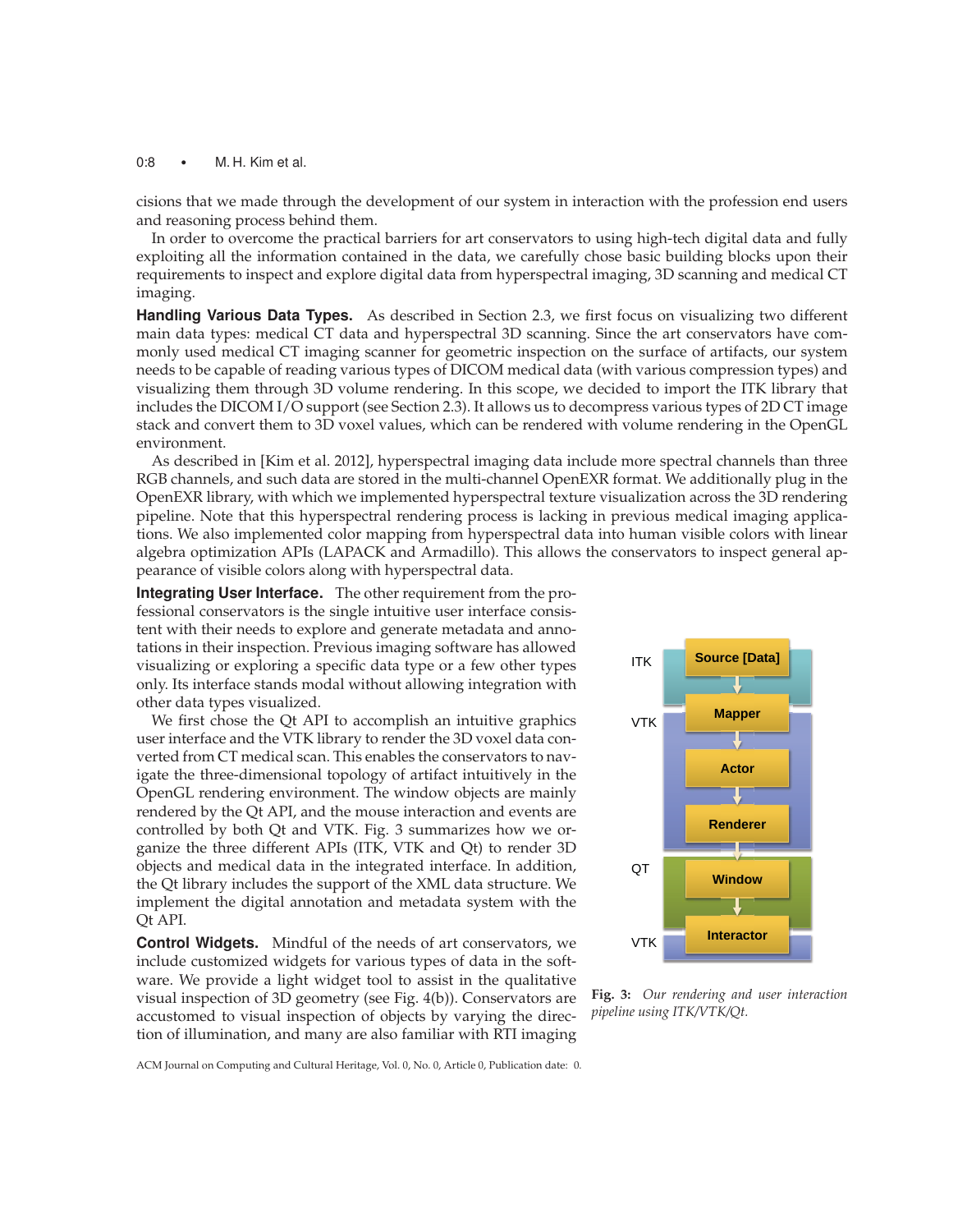cisions that we made through the development of our system in interaction with the profession end users and reasoning process behind them.

In order to overcome the practical barriers for art conservators to using high-tech digital data and fully exploiting all the information contained in the data, we carefully chose basic building blocks upon their requirements to inspect and explore digital data from hyperspectral imaging, 3D scanning and medical CT imaging.

**Handling Various Data Types.** As described in Section 2.3, we first focus on visualizing two different main data types: medical CT data and hyperspectral 3D scanning. Since the art conservators have commonly used medical CT imaging scanner for geometric inspection on the surface of artifacts, our system needs to be capable of reading various types of DICOM medical data (with various compression types) and visualizing them through 3D volume rendering. In this scope, we decided to import the ITK library that includes the DICOM I/O support (see Section 2.3). It allows us to decompress various types of 2D CT image stack and convert them to 3D voxel values, which can be rendered with volume rendering in the OpenGL environment.

As described in [Kim et al. 2012], hyperspectral imaging data include more spectral channels than three RGB channels, and such data are stored in the multi-channel OpenEXR format. We additionally plug in the OpenEXR library, with which we implemented hyperspectral texture visualization across the 3D rendering pipeline. Note that this hyperspectral rendering process is lacking in previous medical imaging applications. We also implemented color mapping from hyperspectral data into human visible colors with linear algebra optimization APIs (LAPACK and Armadillo). This allows the conservators to inspect general appearance of visible colors along with hyperspectral data.

**Integrating User Interface.** The other requirement from the professional conservators is the single intuitive user interface consistent with their needs to explore and generate metadata and annotations in their inspection. Previous imaging software has allowed visualizing or exploring a specific data type or a few other types only. Its interface stands modal without allowing integration with other data types visualized.

We first chose the Qt API to accomplish an intuitive graphics user interface and the VTK library to render the 3D voxel data converted from CT medical scan. This enables the conservators to navigate the three-dimensional topology of artifact intuitively in the OpenGL rendering environment. The window objects are mainly rendered by the Qt API, and the mouse interaction and events are controlled by both Qt and VTK. Fig. 3 summarizes how we organize the three different APIs (ITK, VTK and Qt) to render 3D objects and medical data in the integrated interface. In addition, the Qt library includes the support of the XML data structure. We implement the digital annotation and metadata system with the Qt API.

| | |
|---|---|
| ITK | Source [Data] |
| VTK | Mapper |
| | Actor |
| | Renderer |
| QT | Window |
| VTK | Interactor |

**Fig. 3:** *Our rendering and user interaction pipeline using ITK/VTK/Qt.*

**Control Widgets.** Mindful of the needs of art conservators, we include customized widgets for various types of data in the software. We provide a light widget tool to assist in the qualitative visual inspection of 3D geometry (see Fig. 4(b)). Conservators are accustomed to visual inspection of objects by varying the direction of illumination, and many are also familiar with RTI imaging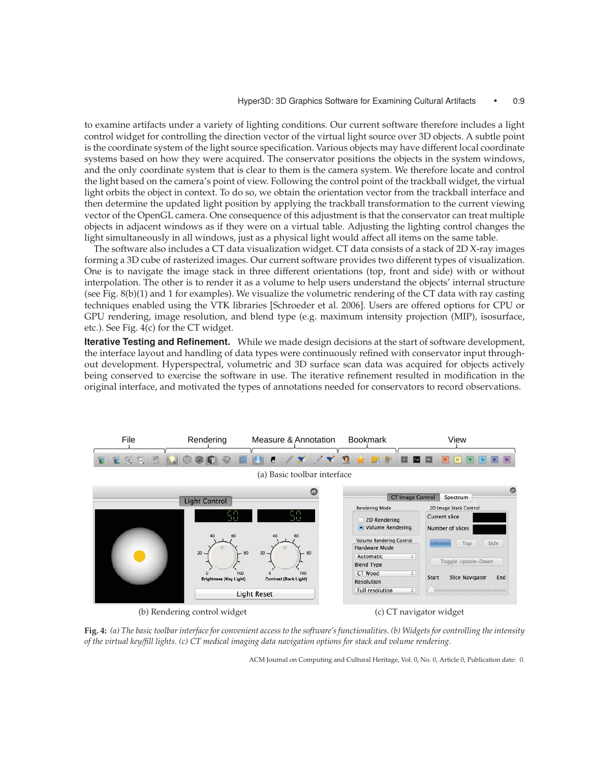to examine artifacts under a variety of lighting conditions. Our current software therefore includes a light control widget for controlling the direction vector of the virtual light source over 3D objects. A subtle point is the coordinate system of the light source specification. Various objects may have different local coordinate systems based on how they were acquired. The conservator positions the objects in the system windows, and the only coordinate system that is clear to them is the camera system. We therefore locate and control the light based on the camera's point of view. Following the control point of the trackball widget, the virtual light orbits the object in context. To do so, we obtain the orientation vector from the trackball interface and then determine the updated light position by applying the trackball transformation to the current viewing vector of the OpenGL camera. One consequence of this adjustment is that the conservator can treat multiple objects in adjacent windows as if they were on a virtual table. Adjusting the lighting control changes the light simultaneously in all windows, just as a physical light would affect all items on the same table.

The software also includes a CT data visualization widget. CT data consists of a stack of 2D X-ray images forming a 3D cube of rasterized images. Our current software provides two different types of visualization. One is to navigate the image stack in three different orientations (top, front and side) with or without interpolation. The other is to render it as a volume to help users understand the objects' internal structure (see Fig. 8(b)(1) and 1 for examples). We visualize the volumetric rendering of the CT data with ray casting techniques enabled using the VTK libraries [Schroeder et al. 2006]. Users are offered options for CPU or GPU rendering, image resolution, and blend type (e.g. maximum intensity projection (MIP), isosurface, etc.). See Fig. 4(c) for the CT widget.

**Iterative Testing and Refinement.** While we made design decisions at the start of software development, the interface layout and handling of data types were continuously refined with conservator input throughout development. Hyperspectral, volumetric and 3D surface scan data was acquired for objects actively being conserved to exercise the software in use. The iterative refinement resulted in modification in the original interface, and motivated the types of annotations needed for conservators to record observations.

(a) Basic toolbar interface

(b) Rendering control widget

(c) CT navigator widget

**Fig. 4:** *(a) The basic toolbar interface for convenient access to the software's functionalities. (b) Widgets for controlling the intensity of the virtual key/fill lights. (c) CT medical imaging data navigation options for stack and volume rendering.*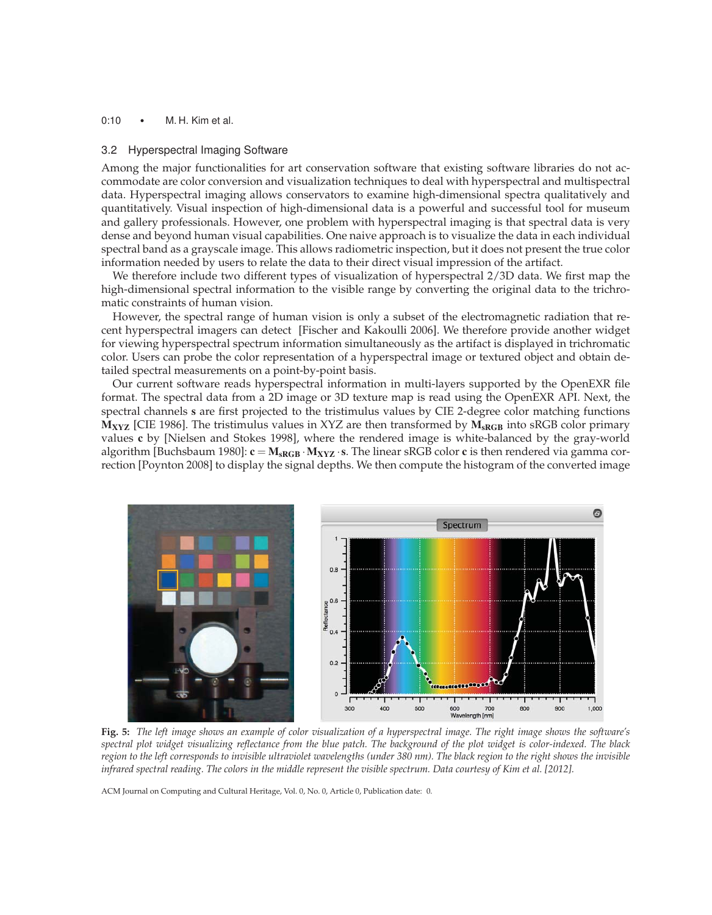### 3.2 Hyperspectral Imaging Software

Among the major functionalities for art conservation software that existing software libraries do not accommodate are color conversion and visualization techniques to deal with hyperspectral and multispectral data. Hyperspectral imaging allows conservators to examine high-dimensional spectra qualitatively and quantitatively. Visual inspection of high-dimensional data is a powerful and successful tool for museum and gallery professionals. However, one problem with hyperspectral imaging is that spectral data is very dense and beyond human visual capabilities. One naive approach is to visualize the data in each individual spectral band as a grayscale image. This allows radiometric inspection, but it does not present the true color information needed by users to relate the data to their direct visual impression of the artifact.

We therefore include two different types of visualization of hyperspectral 2/3D data. We first map the high-dimensional spectral information to the visible range by converting the original data to the trichromatic constraints of human vision.

However, the spectral range of human vision is only a subset of the electromagnetic radiation that recent hyperspectral imagers can detect [Fischer and Kakoulli 2006]. We therefore provide another widget for viewing hyperspectral spectrum information simultaneously as the artifact is displayed in trichromatic color. Users can probe the color representation of a hyperspectral image or textured object and obtain detailed spectral measurements on a point-by-point basis.

Our current software reads hyperspectral information in multi-layers supported by the OpenEXR file format. The spectral data from a 2D image or 3D texture map is read using the OpenEXR API. Next, the spectral channels $\mathbf{s}$ are first projected to the tristimulus values by CIE 2-degree color matching functions $\mathbf{M_{XYZ}}$ [CIE 1986]. The tristimulus values in XYZ are then transformed by $\mathbf{M_{sRGB}}$ into sRGB color primary values $\mathbf{c}$ by [Nielsen and Stokes 1998], where the rendered image is white-balanced by the gray-world algorithm [Buchsbaum 1980]: $\mathbf{c} = \mathbf{M_{sRGB}} \cdot \mathbf{M_{XYZ}} \cdot \mathbf{s}$. The linear sRGB color $\mathbf{c}$ is then rendered via gamma correction [Poynton 2008] to display the signal depths. We then compute the histogram of the converted image

**Fig. 5:** *The left image shows an example of color visualization of a hyperspectral image. The right image shows the software's spectral plot widget visualizing reflectance from the blue patch. The background of the plot widget is color-indexed. The black region to the left corresponds to invisible ultraviolet wavelengths (under 380 nm). The black region to the right shows the invisible infrared spectral reading. The colors in the middle represent the visible spectrum. Data courtesy of Kim et al. [2012].*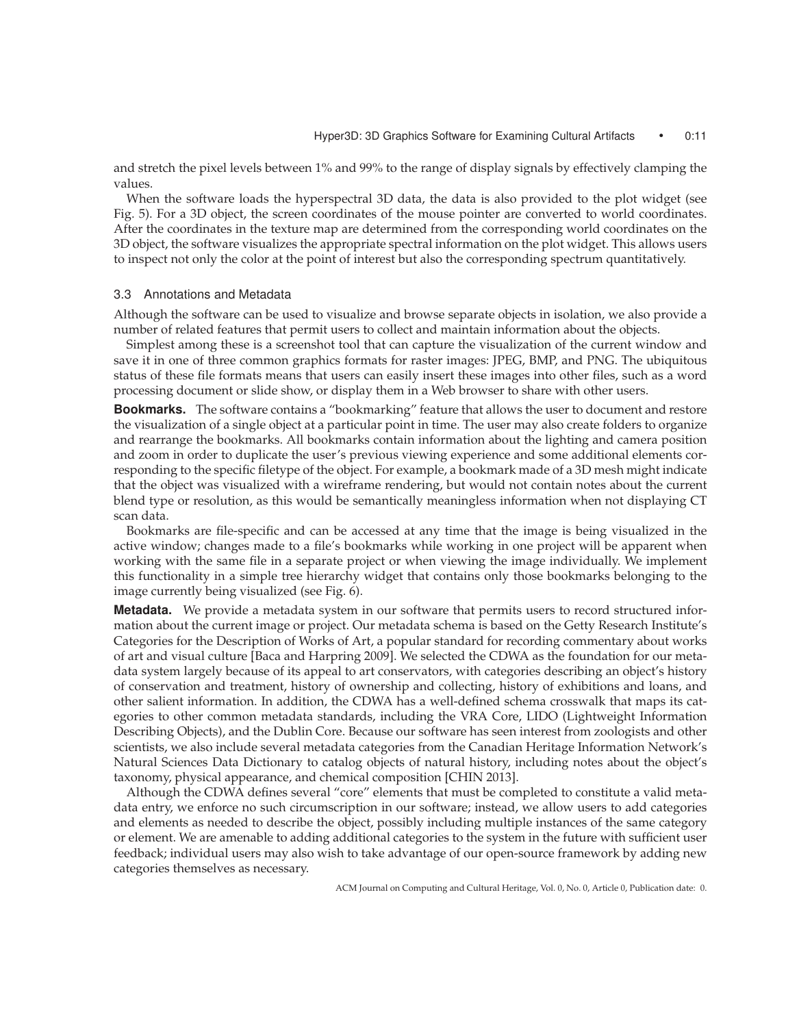and stretch the pixel levels between 1% and 99% to the range of display signals by effectively clamping the values.

When the software loads the hyperspectral 3D data, the data is also provided to the plot widget (see Fig. 5). For a 3D object, the screen coordinates of the mouse pointer are converted to world coordinates. After the coordinates in the texture map are determined from the corresponding world coordinates on the 3D object, the software visualizes the appropriate spectral information on the plot widget. This allows users to inspect not only the color at the point of interest but also the corresponding spectrum quantitatively.

### 3.3 Annotations and Metadata

Although the software can be used to visualize and browse separate objects in isolation, we also provide a number of related features that permit users to collect and maintain information about the objects.

Simplest among these is a screenshot tool that can capture the visualization of the current window and save it in one of three common graphics formats for raster images: JPEG, BMP, and PNG. The ubiquitous status of these file formats means that users can easily insert these images into other files, such as a word processing document or slide show, or display them in a Web browser to share with other users.

**Bookmarks.** The software contains a "bookmarking" feature that allows the user to document and restore the visualization of a single object at a particular point in time. The user may also create folders to organize and rearrange the bookmarks. All bookmarks contain information about the lighting and camera position and zoom in order to duplicate the user's previous viewing experience and some additional elements corresponding to the specific filetype of the object. For example, a bookmark made of a 3D mesh might indicate that the object was visualized with a wireframe rendering, but would not contain notes about the current blend type or resolution, as this would be semantically meaningless information when not displaying CT scan data.

Bookmarks are file-specific and can be accessed at any time that the image is being visualized in the active window; changes made to a file's bookmarks while working in one project will be apparent when working with the same file in a separate project or when viewing the image individually. We implement this functionality in a simple tree hierarchy widget that contains only those bookmarks belonging to the image currently being visualized (see Fig. 6).

**Metadata.** We provide a metadata system in our software that permits users to record structured information about the current image or project. Our metadata schema is based on the Getty Research Institute's Categories for the Description of Works of Art, a popular standard for recording commentary about works of art and visual culture [Baca and Harpring 2009]. We selected the CDWA as the foundation for our metadata system largely because of its appeal to art conservators, with categories describing an object's history of conservation and treatment, history of ownership and collecting, history of exhibitions and loans, and other salient information. In addition, the CDWA has a well-defined schema crosswalk that maps its categories to other common metadata standards, including the VRA Core, LIDO (Lightweight Information Describing Objects), and the Dublin Core. Because our software has seen interest from zoologists and other scientists, we also include several metadata categories from the Canadian Heritage Information Network's Natural Sciences Data Dictionary to catalog objects of natural history, including notes about the object's taxonomy, physical appearance, and chemical composition [CHIN 2013].

Although the CDWA defines several "core" elements that must be completed to constitute a valid metadata entry, we enforce no such circumscription in our software; instead, we allow users to add categories and elements as needed to describe the object, possibly including multiple instances of the same category or element. We are amenable to adding additional categories to the system in the future with sufficient user feedback; individual users may also wish to take advantage of our open-source framework by adding new categories themselves as necessary.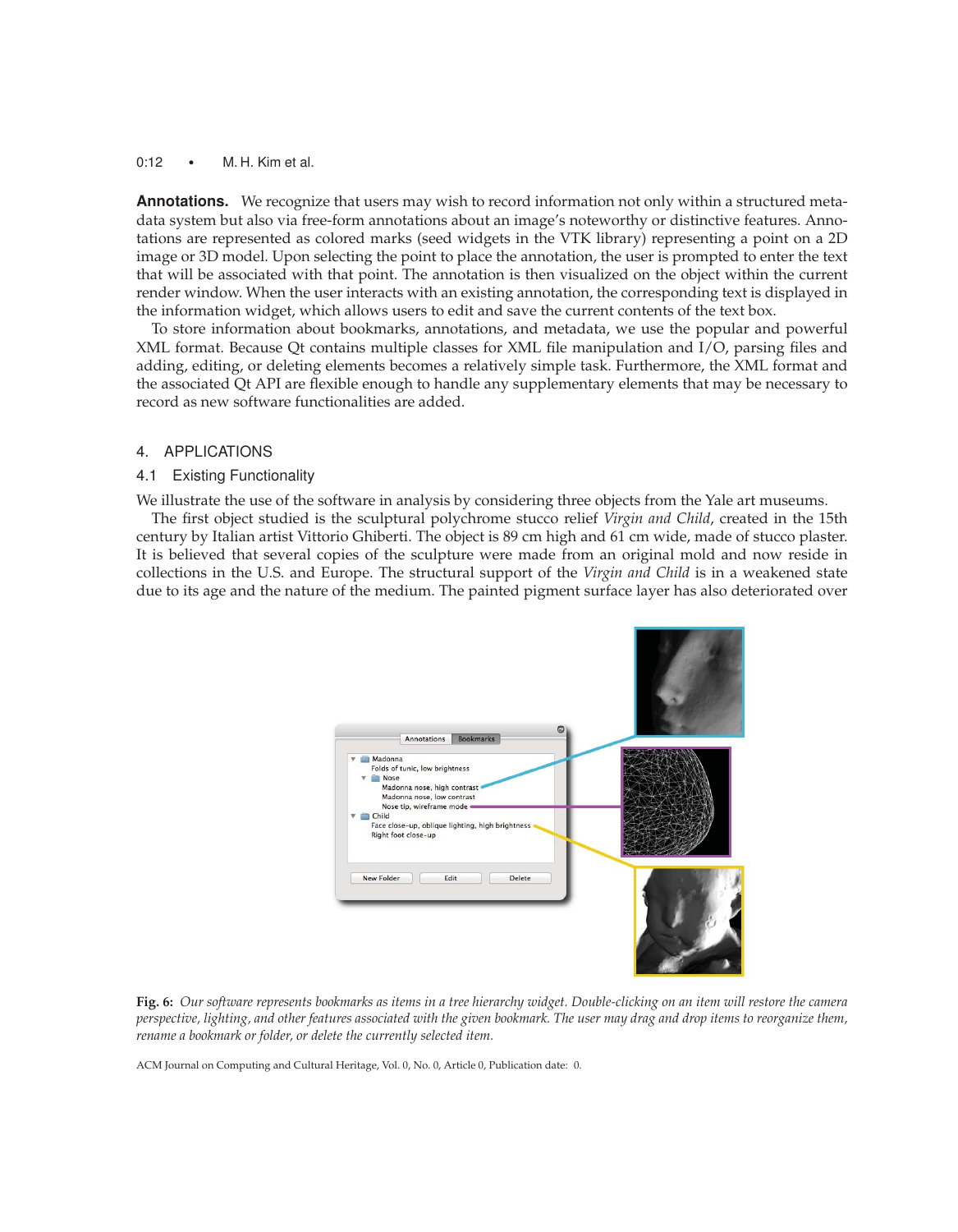**Annotations.** We recognize that users may wish to record information not only within a structured metadata system but also via free-form annotations about an image's noteworthy or distinctive features. Annotations are represented as colored marks (seed widgets in the VTK library) representing a point on a 2D image or 3D model. Upon selecting the point to place the annotation, the user is prompted to enter the text that will be associated with that point. The annotation is then visualized on the object within the current render window. When the user interacts with an existing annotation, the corresponding text is displayed in the information widget, which allows users to edit and save the current contents of the text box.

To store information about bookmarks, annotations, and metadata, we use the popular and powerful XML format. Because Qt contains multiple classes for XML file manipulation and I/O, parsing files and adding, editing, or deleting elements becomes a relatively simple task. Furthermore, the XML format and the associated Qt API are flexible enough to handle any supplementary elements that may be necessary to record as new software functionalities are added.

## 4. APPLICATIONS

### 4.1 Existing Functionality

We illustrate the use of the software in analysis by considering three objects from the Yale art museums.

The first object studied is the sculptural polychrome stucco relief *Virgin and Child*, created in the 15th century by Italian artist Vittorio Ghiberti. The object is 89 cm high and 61 cm wide, made of stucco plaster. It is believed that several copies of the sculpture were made from an original mold and now reside in collections in the U.S. and Europe. The structural support of the *Virgin and Child* is in a weakened state due to its age and the nature of the medium. The painted pigment surface layer has also deteriorated over

**Fig. 6:** *Our software represents bookmarks as items in a tree hierarchy widget. Double-clicking on an item will restore the camera perspective, lighting, and other features associated with the given bookmark. The user may drag and drop items to reorganize them, rename a bookmark or folder, or delete the currently selected item.*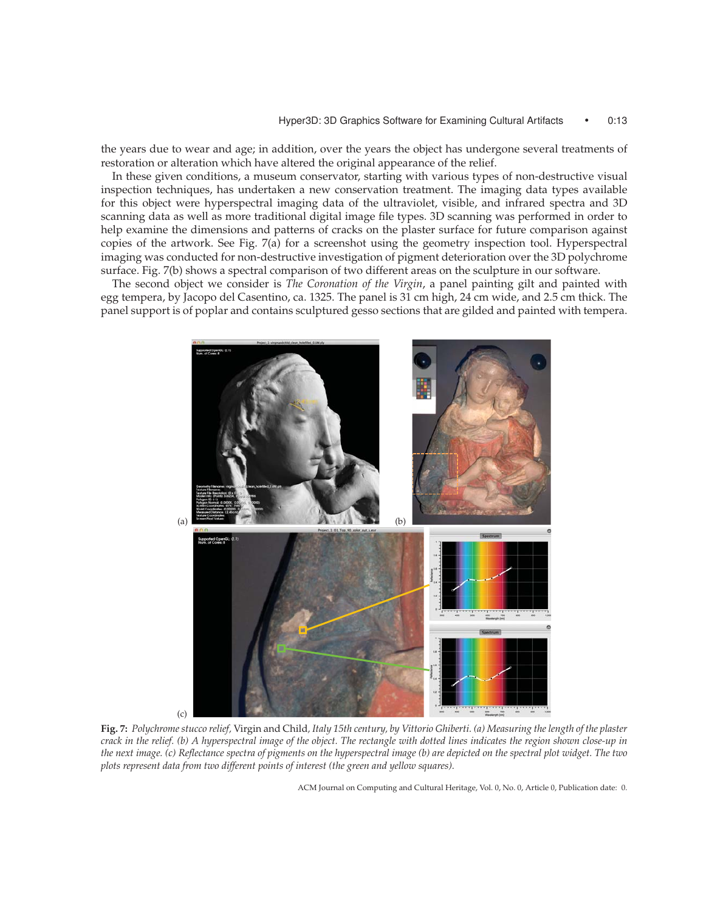the years due to wear and age; in addition, over the years the object has undergone several treatments of restoration or alteration which have altered the original appearance of the relief.

In these given conditions, a museum conservator, starting with various types of non-destructive visual inspection techniques, has undertaken a new conservation treatment. The imaging data types available for this object were hyperspectral imaging data of the ultraviolet, visible, and infrared spectra and 3D scanning data as well as more traditional digital image file types. 3D scanning was performed in order to help examine the dimensions and patterns of cracks on the plaster surface for future comparison against copies of the artwork. See Fig. 7(a) for a screenshot using the geometry inspection tool. Hyperspectral imaging was conducted for non-destructive investigation of pigment deterioration over the 3D polychrome surface. Fig. 7(b) shows a spectral comparison of two different areas on the sculpture in our software.

The second object we consider is *The Coronation of the Virgin*, a panel painting gilt and painted with egg tempera, by Jacopo del Casentino, ca. 1325. The panel is 31 cm high, 24 cm wide, and 2.5 cm thick. The panel support is of poplar and contains sculptured gesso sections that are gilded and painted with tempera.

**Fig. 7:** *Polychrome stucco relief,* Virgin and Child, *Italy 15th century, by Vittorio Ghiberti. (a) Measuring the length of the plaster crack in the relief. (b) A hyperspectral image of the object. The rectangle with dotted lines indicates the region shown close-up in the next image. (c) Reflectance spectra of pigments on the hyperspectral image (b) are depicted on the spectral plot widget. The two plots represent data from two different points of interest (the green and yellow squares).*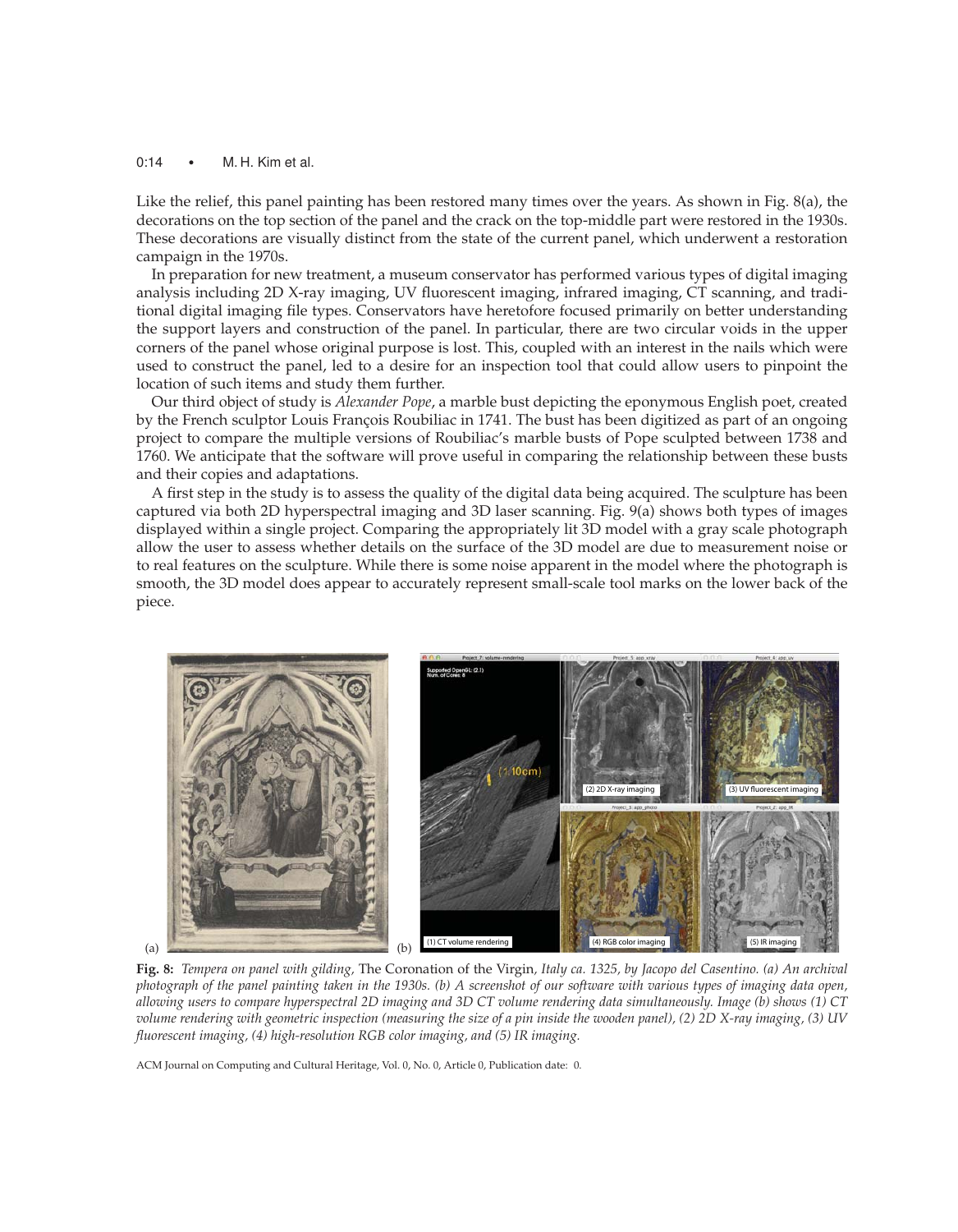Like the relief, this panel painting has been restored many times over the years. As shown in Fig. 8(a), the decorations on the top section of the panel and the crack on the top-middle part were restored in the 1930s. These decorations are visually distinct from the state of the current panel, which underwent a restoration campaign in the 1970s.

In preparation for new treatment, a museum conservator has performed various types of digital imaging analysis including 2D X-ray imaging, UV fluorescent imaging, infrared imaging, CT scanning, and traditional digital imaging file types. Conservators have heretofore focused primarily on better understanding the support layers and construction of the panel. In particular, there are two circular voids in the upper corners of the panel whose original purpose is lost. This, coupled with an interest in the nails which were used to construct the panel, led to a desire for an inspection tool that could allow users to pinpoint the location of such items and study them further.

Our third object of study is *Alexander Pope*, a marble bust depicting the eponymous English poet, created by the French sculptor Louis François Roubiliac in 1741. The bust has been digitized as part of an ongoing project to compare the multiple versions of Roubiliac's marble busts of Pope sculpted between 1738 and 1760. We anticipate that the software will prove useful in comparing the relationship between these busts and their copies and adaptations.

A first step in the study is to assess the quality of the digital data being acquired. The sculpture has been captured via both 2D hyperspectral imaging and 3D laser scanning. Fig. 9(a) shows both types of images displayed within a single project. Comparing the appropriately lit 3D model with a gray scale photograph allow the user to assess whether details on the surface of the 3D model are due to measurement noise or to real features on the sculpture. While there is some noise apparent in the model where the photograph is smooth, the 3D model does appear to accurately represent small-scale tool marks on the lower back of the piece.

**Fig. 8:** *Tempera on panel with gilding,* The Coronation of the Virgin*, Italy ca. 1325, by Jacopo del Casentino. (a) An archival photograph of the panel painting taken in the 1930s. (b) A screenshot of our software with various types of imaging data open, allowing users to compare hyperspectral 2D imaging and 3D CT volume rendering data simultaneously. Image (b) shows (1) CT volume rendering with geometric inspection (measuring the size of a pin inside the wooden panel), (2) 2D X-ray imaging, (3) UV fluorescent imaging, (4) high-resolution RGB color imaging, and (5) IR imaging.*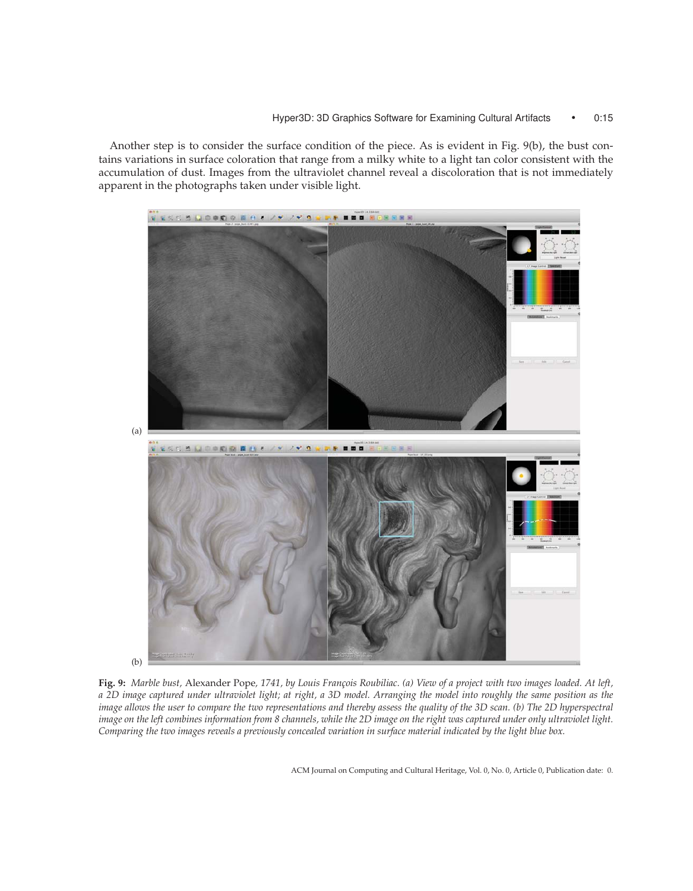Another step is to consider the surface condition of the piece. As is evident in Fig. 9(b), the bust contains variations in surface coloration that range from a milky white to a light tan color consistent with the accumulation of dust. Images from the ultraviolet channel reveal a discoloration that is not immediately apparent in the photographs taken under visible light.

(a)

(b)

**Fig. 9:** *Marble bust*, Alexander Pope, *1741, by Louis François Roubiliac. (a) View of a project with two images loaded. At left, a 2D image captured under ultraviolet light; at right, a 3D model. Arranging the model into roughly the same position as the image allows the user to compare the two representations and thereby assess the quality of the 3D scan. (b) The 2D hyperspectral image on the left combines information from 8 channels, while the 2D image on the right was captured under only ultraviolet light. Comparing the two images reveals a previously concealed variation in surface material indicated by the light blue box.*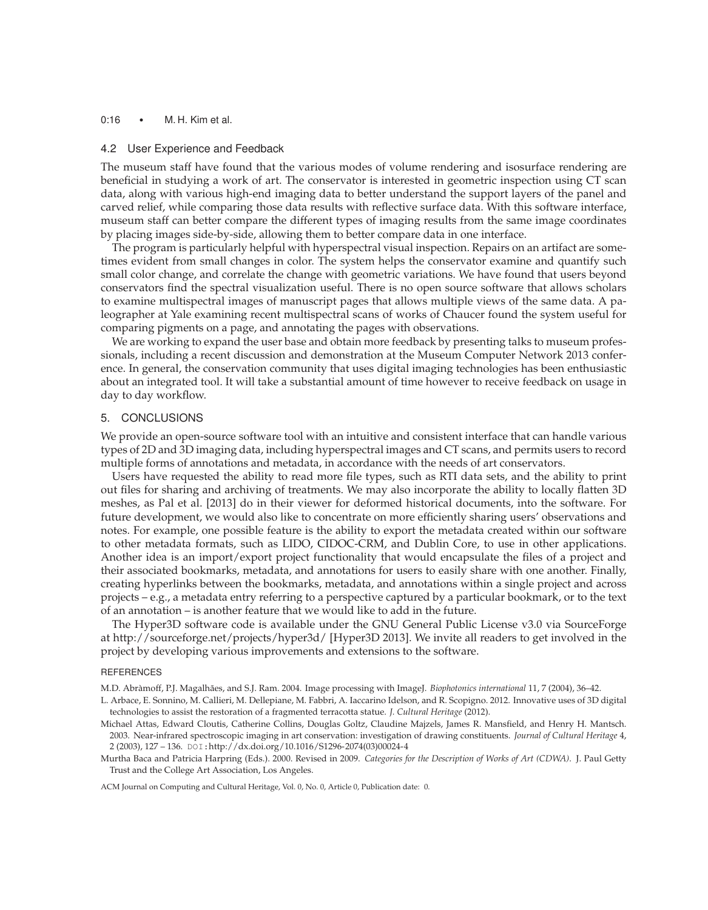### 4.2 User Experience and Feedback

The museum staff have found that the various modes of volume rendering and isosurface rendering are beneficial in studying a work of art. The conservator is interested in geometric inspection using CT scan data, along with various high-end imaging data to better understand the support layers of the panel and carved relief, while comparing those data results with reflective surface data. With this software interface, museum staff can better compare the different types of imaging results from the same image coordinates by placing images side-by-side, allowing them to better compare data in one interface.

The program is particularly helpful with hyperspectral visual inspection. Repairs on an artifact are sometimes evident from small changes in color. The system helps the conservator examine and quantify such small color change, and correlate the change with geometric variations. We have found that users beyond conservators find the spectral visualization useful. There is no open source software that allows scholars to examine multispectral images of manuscript pages that allows multiple views of the same data. A paleographer at Yale examining recent multispectral scans of works of Chaucer found the system useful for comparing pigments on a page, and annotating the pages with observations.

We are working to expand the user base and obtain more feedback by presenting talks to museum professionals, including a recent discussion and demonstration at the Museum Computer Network 2013 conference. In general, the conservation community that uses digital imaging technologies has been enthusiastic about an integrated tool. It will take a substantial amount of time however to receive feedback on usage in day to day workflow.

## 5. CONCLUSIONS

We provide an open-source software tool with an intuitive and consistent interface that can handle various types of 2D and 3D imaging data, including hyperspectral images and CT scans, and permits users to record multiple forms of annotations and metadata, in accordance with the needs of art conservators.

Users have requested the ability to read more file types, such as RTI data sets, and the ability to print out files for sharing and archiving of treatments. We may also incorporate the ability to locally flatten 3D meshes, as Pal et al. [2013] do in their viewer for deformed historical documents, into the software. For future development, we would also like to concentrate on more efficiently sharing users' observations and notes. For example, one possible feature is the ability to export the metadata created within our software to other metadata formats, such as LIDO, CIDOC-CRM, and Dublin Core, to use in other applications. Another idea is an import/export project functionality that would encapsulate the files of a project and their associated bookmarks, metadata, and annotations for users to easily share with one another. Finally, creating hyperlinks between the bookmarks, metadata, and annotations within a single project and across projects – e.g., a metadata entry referring to a perspective captured by a particular bookmark, or to the text of an annotation – is another feature that we would like to add in the future.

The Hyper3D software code is available under the GNU General Public License v3.0 via SourceForge at http://sourceforge.net/projects/hyper3d/ [Hyper3D 2013]. We invite all readers to get involved in the project by developing various improvements and extensions to the software.

### REFERENCES

M.D. Abràmoff, P.J. Magalhães, and S.J. Ram. 2004. Image processing with ImageJ. *Biophotonics international* 11, 7 (2004), 36–42.

L. Arbace, E. Sonnino, M. Callieri, M. Dellepiane, M. Fabbri, A. Iaccarino Idelson, and R. Scopigno. 2012. Innovative uses of 3D digital technologies to assist the restoration of a fragmented terracotta statue. *J. Cultural Heritage* (2012).

Michael Attas, Edward Cloutis, Catherine Collins, Douglas Goltz, Claudine Majzels, James R. Mansfield, and Henry H. Mantsch. 2003. Near-infrared spectroscopic imaging in art conservation: investigation of drawing constituents. *Journal of Cultural Heritage* 4, 2 (2003), 127 – 136. DOI:http://dx.doi.org/10.1016/S1296-2074(03)00024-4

Murtha Baca and Patricia Harpring (Eds.). 2000. Revised in 2009. *Categories for the Description of Works of Art (CDWA)*. J. Paul Getty Trust and the College Art Association, Los Angeles.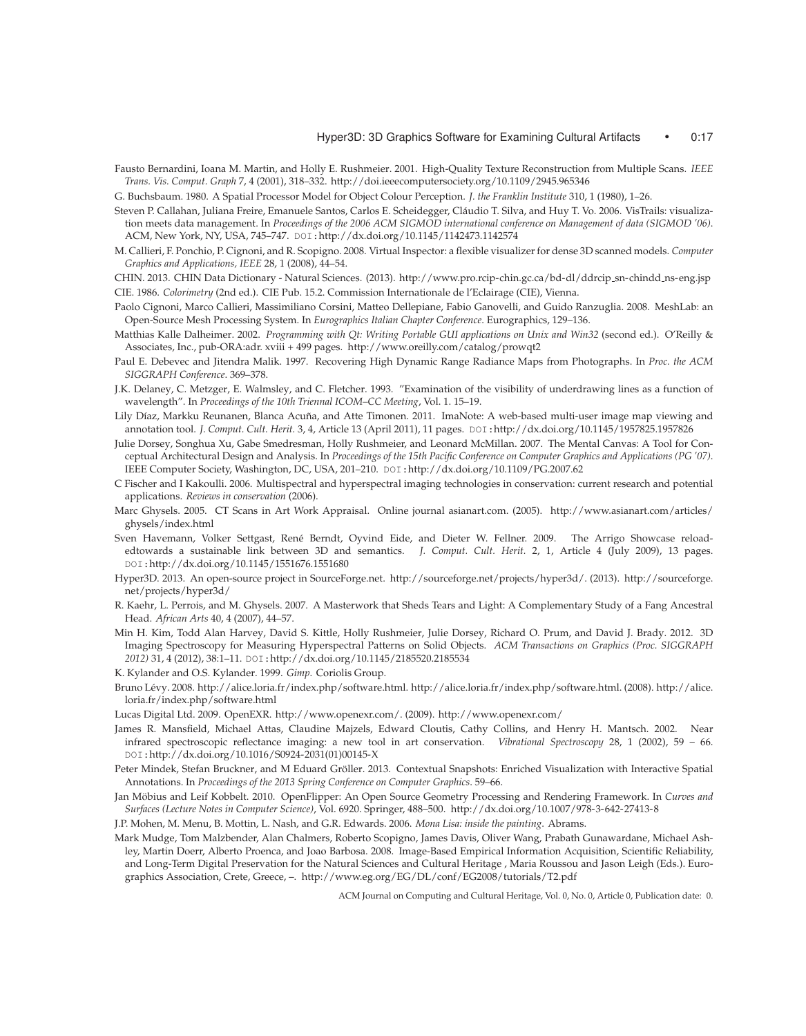Fausto Bernardini, Ioana M. Martin, and Holly E. Rushmeier. 2001. High-Quality Texture Reconstruction from Multiple Scans. *IEEE Trans. Vis. Comput. Graph* 7, 4 (2001), 318–332. http://doi.ieeecomputersociety.org/10.1109/2945.965346

G. Buchsbaum. 1980. A Spatial Processor Model for Object Colour Perception. *J. the Franklin Institute* 310, 1 (1980), 1–26.

Steven P. Callahan, Juliana Freire, Emanuele Santos, Carlos E. Scheidegger, Cláudio T. Silva, and Huy T. Vo. 2006. VisTrails: visualization meets data management. In *Proceedings of the 2006 ACM SIGMOD international conference on Management of data (SIGMOD '06)*. ACM, New York, NY, USA, 745–747. DOI:http://dx.doi.org/10.1145/1142473.1142574

M. Callieri, F. Ponchio, P. Cignoni, and R. Scopigno. 2008. Virtual Inspector: a flexible visualizer for dense 3D scanned models. *Computer Graphics and Applications, IEEE* 28, 1 (2008), 44–54.

CHIN. 2013. CHIN Data Dictionary - Natural Sciences. (2013). http://www.pro.rcip-chin.gc.ca/bd-dl/ddrcip_sn-chindd_ns-eng.jsp

CIE. 1986. *Colorimetry* (2nd ed.). CIE Pub. 15.2. Commission Internationale de l'Eclairage (CIE), Vienna.

Paolo Cignoni, Marco Callieri, Massimiliano Corsini, Matteo Dellepiane, Fabio Ganovelli, and Guido Ranzuglia. 2008. MeshLab: an Open-Source Mesh Processing System. In *Eurographics Italian Chapter Conference*. Eurographics, 129–136.

Matthias Kalle Dalheimer. 2002. *Programming with Qt: Writing Portable GUI applications on Unix and Win32* (second ed.). O'Reilly & Associates, Inc., pub-ORA:adr. xviii + 499 pages. http://www.oreilly.com/catalog/prowqt2

Paul E. Debevec and Jitendra Malik. 1997. Recovering High Dynamic Range Radiance Maps from Photographs. In *Proc. the ACM SIGGRAPH Conference*. 369–378.

J.K. Delaney, C. Metzger, E. Walmsley, and C. Fletcher. 1993. "Examination of the visibility of underdrawing lines as a function of wavelength". In *Proceedings of the 10th Triennal ICOM–CC Meeting*, Vol. 1. 15–19.

Lily Díaz, Markku Reunanen, Blanca Acuña, and Atte Timonen. 2011. ImaNote: A web-based multi-user image map viewing and annotation tool. *J. Comput. Cult. Herit.* 3, 4, Article 13 (April 2011), 11 pages. DOI:http://dx.doi.org/10.1145/1957825.1957826

Julie Dorsey, Songhua Xu, Gabe Smedresman, Holly Rushmeier, and Leonard McMillan. 2007. The Mental Canvas: A Tool for Conceptual Architectural Design and Analysis. In *Proceedings of the 15th Pacific Conference on Computer Graphics and Applications (PG '07)*. IEEE Computer Society, Washington, DC, USA, 201–210. DOI:http://dx.doi.org/10.1109/PG.2007.62

C Fischer and I Kakoulli. 2006. Multispectral and hyperspectral imaging technologies in conservation: current research and potential applications. *Reviews in conservation* (2006).

Marc Ghysels. 2005. CT Scans in Art Work Appraisal. Online journal asianart.com. (2005). http://www.asianart.com/articles/ghysels/index.html

Sven Havemann, Volker Settgast, René Berndt, Oyvind Eide, and Dieter W. Fellner. 2009. The Arrigo Showcase reloadedtowards a sustainable link between 3D and semantics. *J. Comput. Cult. Herit.* 2, 1, Article 4 (July 2009), 13 pages. DOI:http://dx.doi.org/10.1145/1551676.1551680

Hyper3D. 2013. An open-source project in SourceForge.net. http://sourceforge.net/projects/hyper3d/. (2013). http://sourceforge.net/projects/hyper3d/

R. Kaehr, L. Perrois, and M. Ghysels. 2007. A Masterwork that Sheds Tears and Light: A Complementary Study of a Fang Ancestral Head. *African Arts* 40, 4 (2007), 44–57.

Min H. Kim, Todd Alan Harvey, David S. Kittle, Holly Rushmeier, Julie Dorsey, Richard O. Prum, and David J. Brady. 2012. 3D Imaging Spectroscopy for Measuring Hyperspectral Patterns on Solid Objects. *ACM Transactions on Graphics (Proc. SIGGRAPH 2012)* 31, 4 (2012), 38:1–11. DOI:http://dx.doi.org/10.1145/2185520.2185534

K. Kylander and O.S. Kylander. 1999. *Gimp*. Coriolis Group.

Bruno Lévy. 2008. http://alice.loria.fr/index.php/software.html. http://alice.loria.fr/index.php/software.html. (2008). http://alice.loria.fr/index.php/software.html

Lucas Digital Ltd. 2009. OpenEXR. http://www.openexr.com/. (2009). http://www.openexr.com/

James R. Mansfield, Michael Attas, Claudine Majzels, Edward Cloutis, Cathy Collins, and Henry H. Mantsch. 2002. Near infrared spectroscopic reflectance imaging: a new tool in art conservation. *Vibrational Spectroscopy* 28, 1 (2002), 59 – 66. DOI:http://dx.doi.org/10.1016/S0924-2031(01)00145-X

Peter Mindek, Stefan Bruckner, and M Eduard Gröller. 2013. Contextual Snapshots: Enriched Visualization with Interactive Spatial Annotations. In *Proceedings of the 2013 Spring Conference on Computer Graphics*. 59–66.

Jan Möbius and Leif Kobbelt. 2010. OpenFlipper: An Open Source Geometry Processing and Rendering Framework. In *Curves and Surfaces (Lecture Notes in Computer Science)*, Vol. 6920. Springer, 488–500. http://dx.doi.org/10.1007/978-3-642-27413-8

J.P. Mohen, M. Menu, B. Mottin, L. Nash, and G.R. Edwards. 2006. *Mona Lisa: inside the painting*. Abrams.

Mark Mudge, Tom Malzbender, Alan Chalmers, Roberto Scopigno, James Davis, Oliver Wang, Prabath Gunawardane, Michael Ashley, Martin Doerr, Alberto Proenca, and Joao Barbosa. 2008. Image-Based Empirical Information Acquisition, Scientific Reliability, and Long-Term Digital Preservation for the Natural Sciences and Cultural Heritage , Maria Roussou and Jason Leigh (Eds.). Eurographics Association, Crete, Greece, –. http://www.eg.org/EG/DL/conf/EG2008/tutorials/T2.pdf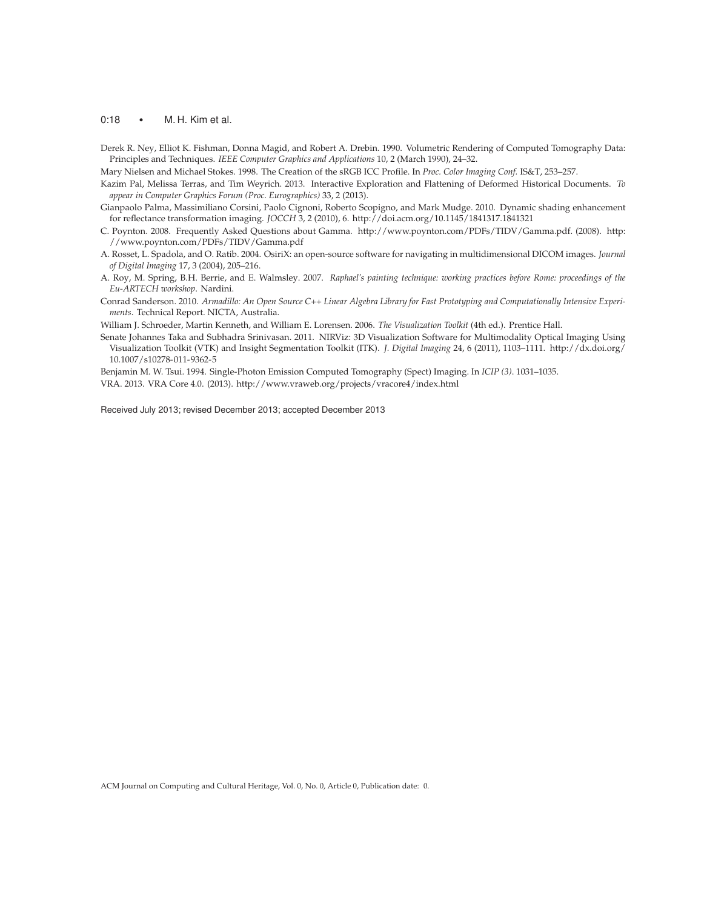Derek R. Ney, Elliot K. Fishman, Donna Magid, and Robert A. Drebin. 1990. Volumetric Rendering of Computed Tomography Data: Principles and Techniques. *IEEE Computer Graphics and Applications* 10, 2 (March 1990), 24–32.

Mary Nielsen and Michael Stokes. 1998. The Creation of the sRGB ICC Profile. In *Proc. Color Imaging Conf.* IS&T, 253–257.

Kazim Pal, Melissa Terras, and Tim Weyrich. 2013. Interactive Exploration and Flattening of Deformed Historical Documents. *To appear in Computer Graphics Forum (Proc. Eurographics)* 33, 2 (2013).

Gianpaolo Palma, Massimiliano Corsini, Paolo Cignoni, Roberto Scopigno, and Mark Mudge. 2010. Dynamic shading enhancement for reflectance transformation imaging. *JOCCH* 3, 2 (2010), 6. http://doi.acm.org/10.1145/1841317.1841321

C. Poynton. 2008. Frequently Asked Questions about Gamma. http://www.poynton.com/PDFs/TIDV/Gamma.pdf. (2008). http://www.poynton.com/PDFs/TIDV/Gamma.pdf

A. Rosset, L. Spadola, and O. Ratib. 2004. OsiriX: an open-source software for navigating in multidimensional DICOM images. *Journal of Digital Imaging* 17, 3 (2004), 205–216.

A. Roy, M. Spring, B.H. Berrie, and E. Walmsley. 2007. *Raphael's painting technique: working practices before Rome: proceedings of the Eu-ARTECH workshop*. Nardini.

Conrad Sanderson. 2010. *Armadillo: An Open Source C++ Linear Algebra Library for Fast Prototyping and Computationally Intensive Experiments*. Technical Report. NICTA, Australia.

William J. Schroeder, Martin Kenneth, and William E. Lorensen. 2006. *The Visualization Toolkit* (4th ed.). Prentice Hall.

Senate Johannes Taka and Subhadra Srinivasan. 2011. NIRViz: 3D Visualization Software for Multimodality Optical Imaging Using Visualization Toolkit (VTK) and Insight Segmentation Toolkit (ITK). *J. Digital Imaging* 24, 6 (2011), 1103–1111. http://dx.doi.org/10.1007/s10278-011-9362-5

Benjamin M. W. Tsui. 1994. Single-Photon Emission Computed Tomography (Spect) Imaging. In *ICIP (3)*. 1031–1035.

VRA. 2013. VRA Core 4.0. (2013). http://www.vraweb.org/projects/vracore4/index.html

Received July 2013; revised December 2013; accepted December 2013